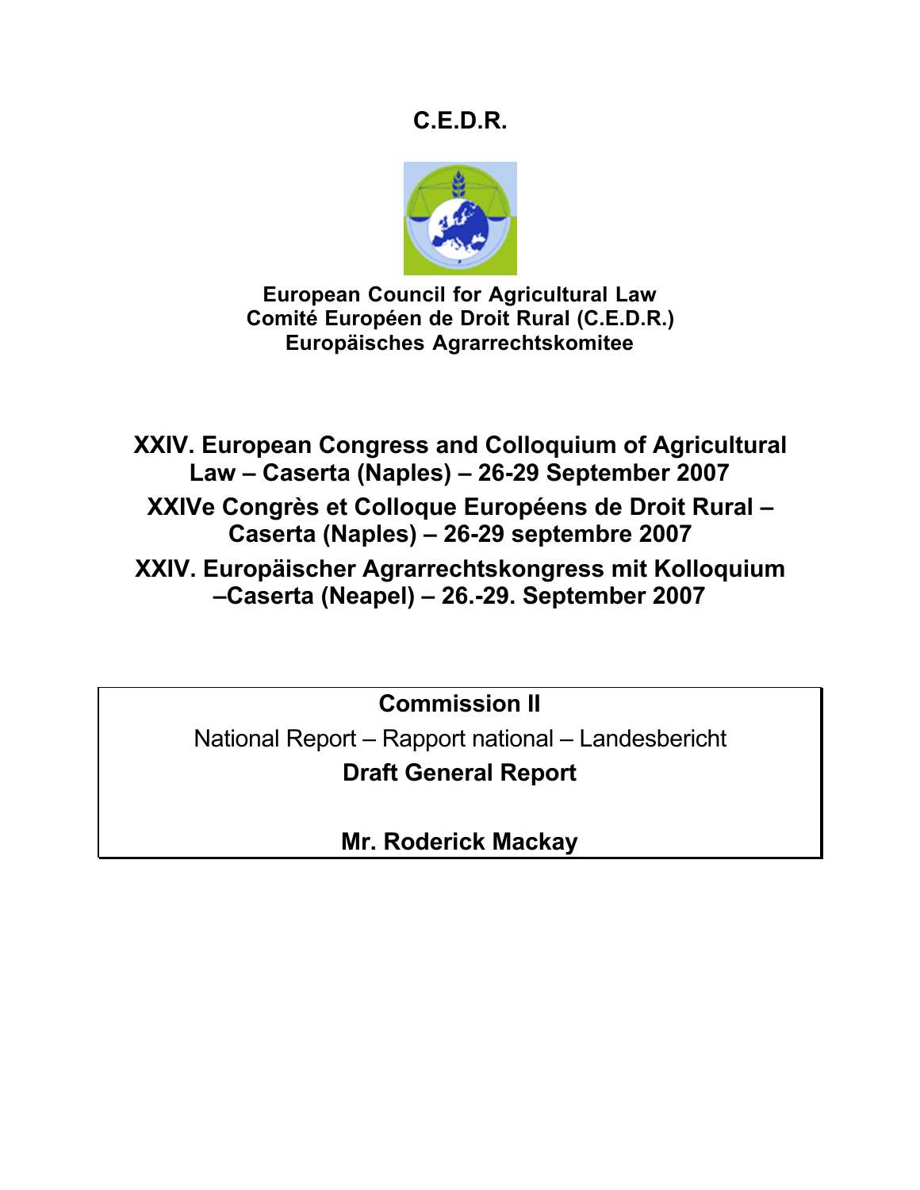# C.E.D.R.

**European Council for Agricultural Law**
**Comité Européen de Droit Rural (C.E.D.R.)**
**Europäisches Agrarrechtskomitee**

## XXIV. European Congress and Colloquium of Agricultural Law – Caserta (Naples) – 26-29 September 2007

## XXIVe Congrès et Colloque Européens de Droit Rural – Caserta (Naples) – 26-29 septembre 2007

## XXIV. Europäischer Agrarrechtskongress mit Kolloquium –Caserta (Neapel) – 26.-29. September 2007

**Commission II**

National Report – Rapport national – Landesbericht

**Draft General Report**

**Mr. Roderick Mackay**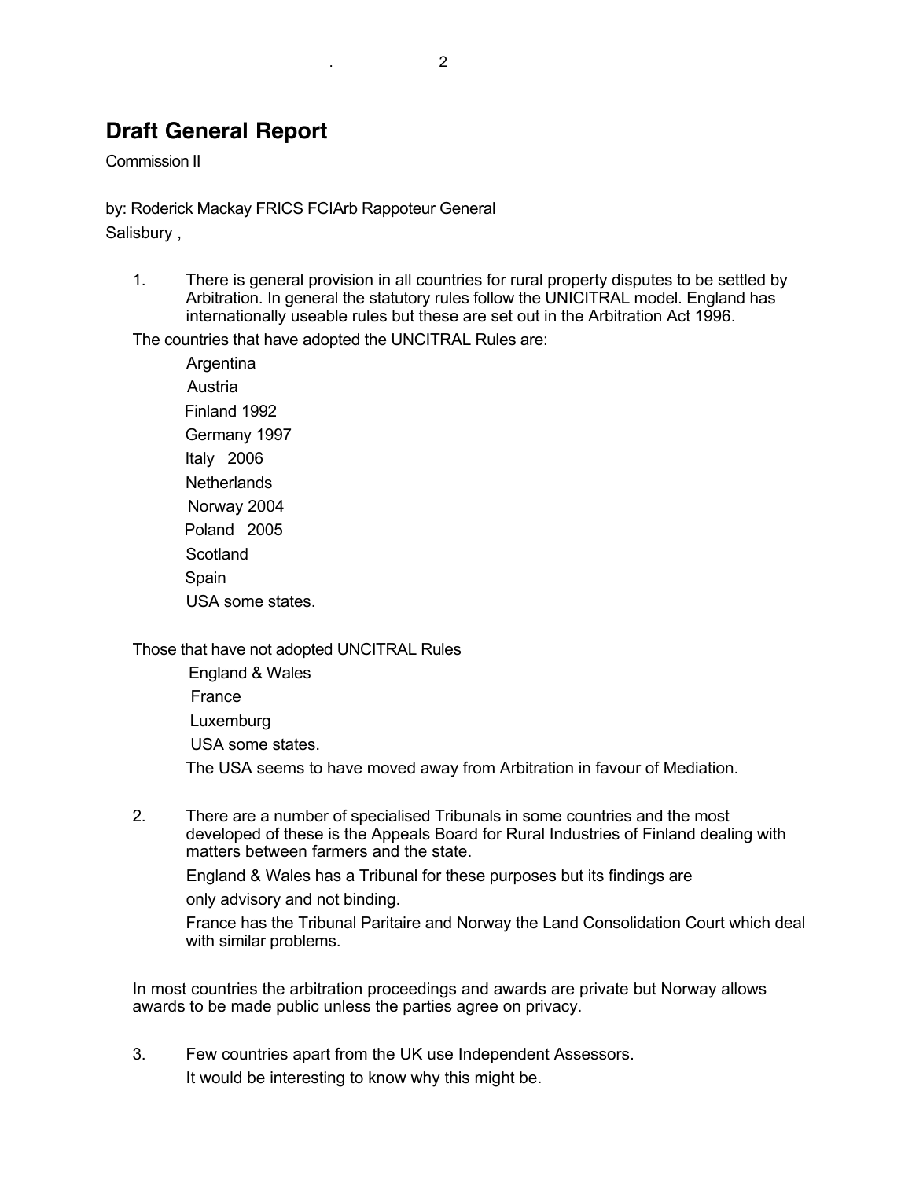# Draft General Report

Commission II

by: Roderick Mackay FRICS FCIArb Rappoteur General
Salisbury ,

1. There is general provision in all countries for rural property disputes to be settled by Arbitration. In general the statutory rules follow the UNICITRAL model. England has internationally useable rules but these are set out in the Arbitration Act 1996.

The countries that have adopted the UNCITRAL Rules are:

- Argentina
- Austria
- Finland 1992
- Germany 1997
- Italy 2006
- Netherlands
- Norway 2004
- Poland 2005
- Scotland
- Spain
- USA some states.

Those that have not adopted UNCITRAL Rules

- England & Wales
- France
- Luxemburg
- USA some states.

The USA seems to have moved away from Arbitration in favour of Mediation.

2. There are a number of specialised Tribunals in some countries and the most developed of these is the Appeals Board for Rural Industries of Finland dealing with matters between farmers and the state.

   England & Wales has a Tribunal for these purposes but its findings are only advisory and not binding.

   France has the Tribunal Paritaire and Norway the Land Consolidation Court which deal with similar problems.

In most countries the arbitration proceedings and awards are private but Norway allows awards to be made public unless the parties agree on privacy.

3. Few countries apart from the UK use Independent Assessors.

   It would be interesting to know why this might be.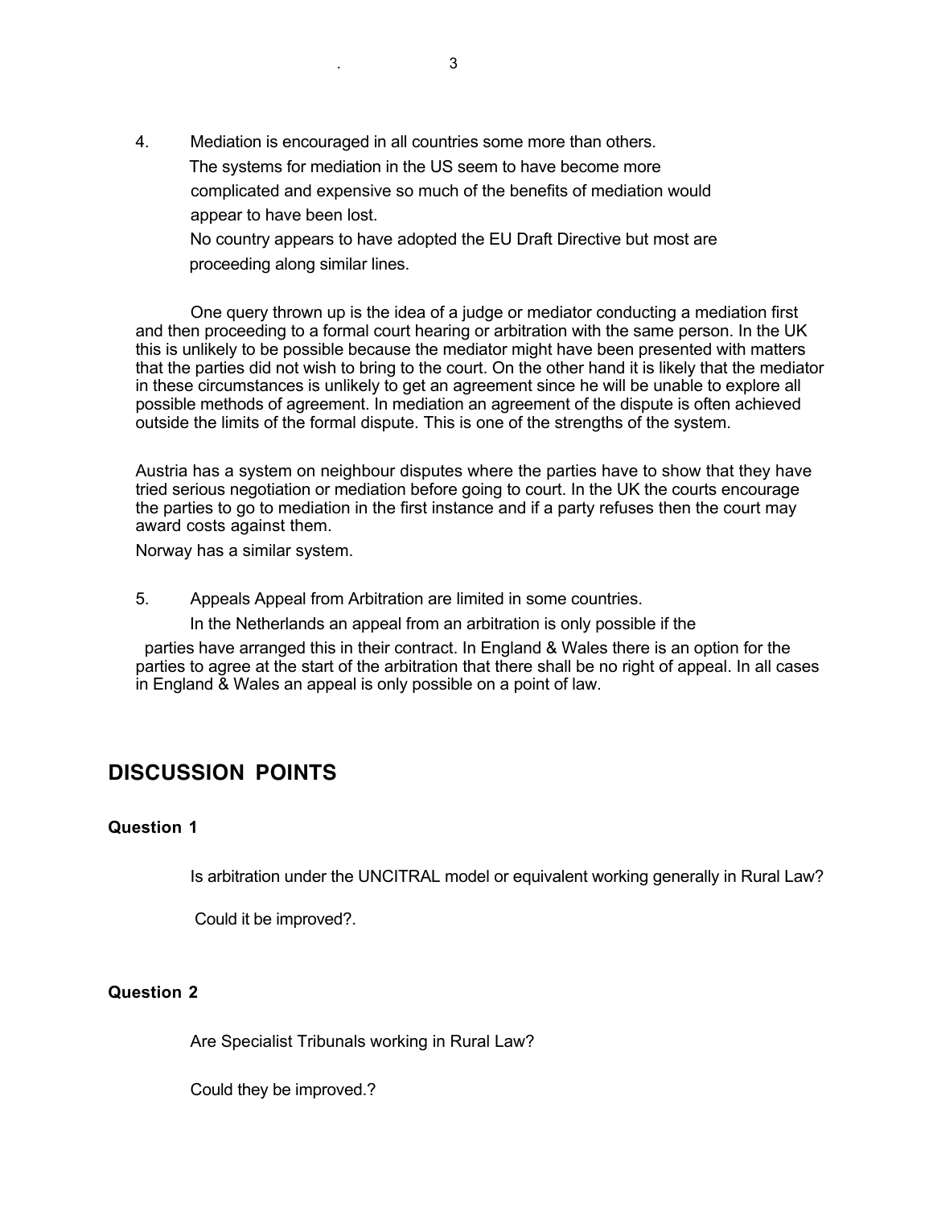4. Mediation is encouraged in all countries some more than others. The systems for mediation in the US seem to have become more complicated and expensive so much of the benefits of mediation would appear to have been lost.
   No country appears to have adopted the EU Draft Directive but most are proceeding along similar lines.

One query thrown up is the idea of a judge or mediator conducting a mediation first and then proceeding to a formal court hearing or arbitration with the same person. In the UK this is unlikely to be possible because the mediator might have been presented with matters that the parties did not wish to bring to the court. On the other hand it is likely that the mediator in these circumstances is unlikely to get an agreement since he will be unable to explore all possible methods of agreement. In mediation an agreement of the dispute is often achieved outside the limits of the formal dispute. This is one of the strengths of the system.

Austria has a system on neighbour disputes where the parties have to show that they have tried serious negotiation or mediation before going to court. In the UK the courts encourage the parties to go to mediation in the first instance and if a party refuses then the court may award costs against them.

Norway has a similar system.

5. Appeals Appeal from Arbitration are limited in some countries.
   In the Netherlands an appeal from an arbitration is only possible if the parties have arranged this in their contract. In England & Wales there is an option for the parties to agree at the start of the arbitration that there shall be no right of appeal. In all cases in England & Wales an appeal is only possible on a point of law.

## DISCUSSION POINTS

### Question 1

Is arbitration under the UNCITRAL model or equivalent working generally in Rural Law?

Could it be improved?.

### Question 2

Are Specialist Tribunals working in Rural Law?

Could they be improved.?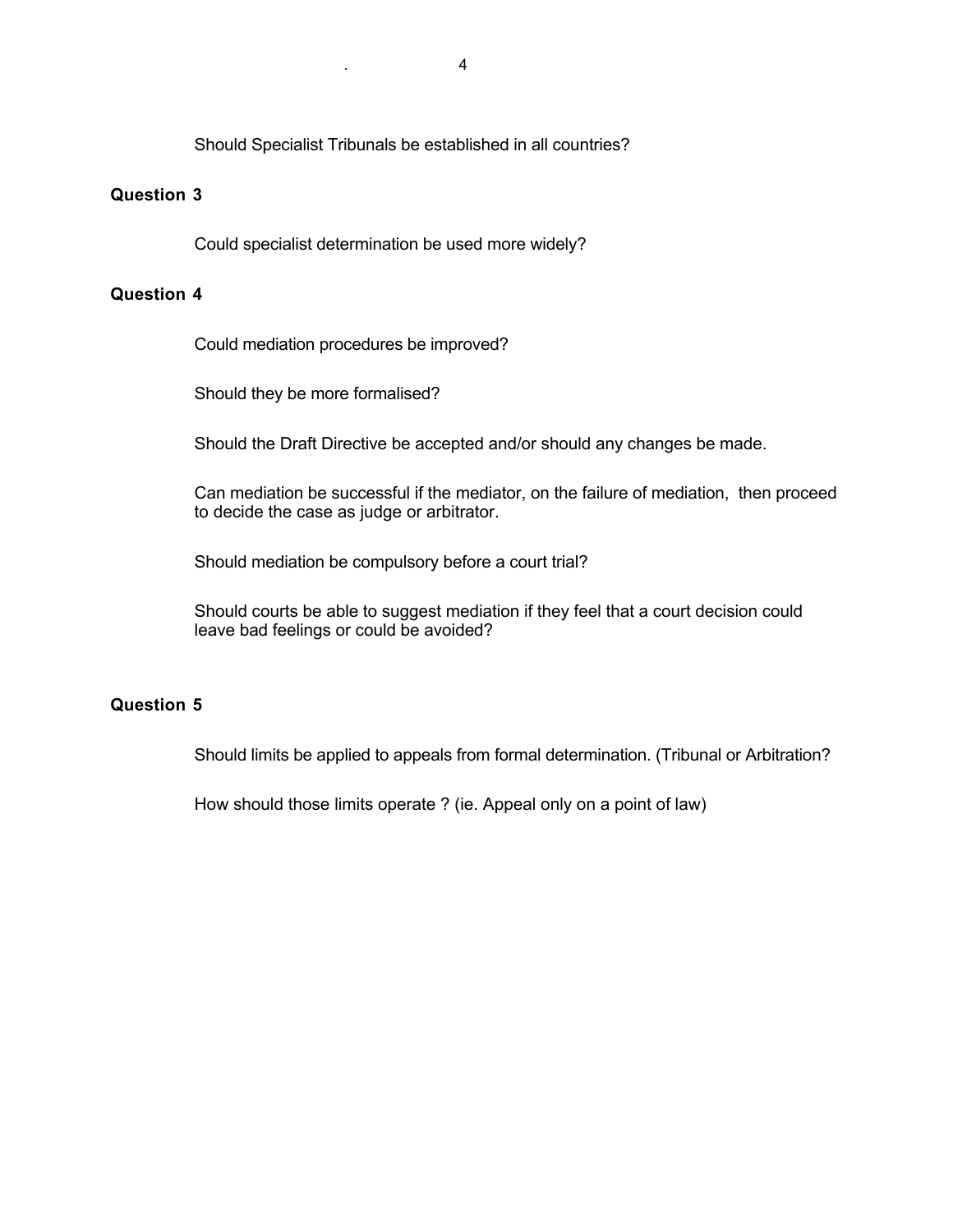Should Specialist Tribunals be established in all countries?

**Question 3**

Could specialist determination be used more widely?

**Question 4**

Could mediation procedures be improved?

Should they be more formalised?

Should the Draft Directive be accepted and/or should any changes be made.

Can mediation be successful if the mediator, on the failure of mediation, then proceed to decide the case as judge or arbitrator.

Should mediation be compulsory before a court trial?

Should courts be able to suggest mediation if they feel that a court decision could leave bad feelings or could be avoided?

**Question 5**

Should limits be applied to appeals from formal determination. (Tribunal or Arbitration?

How should those limits operate ? (ie. Appeal only on a point of law)